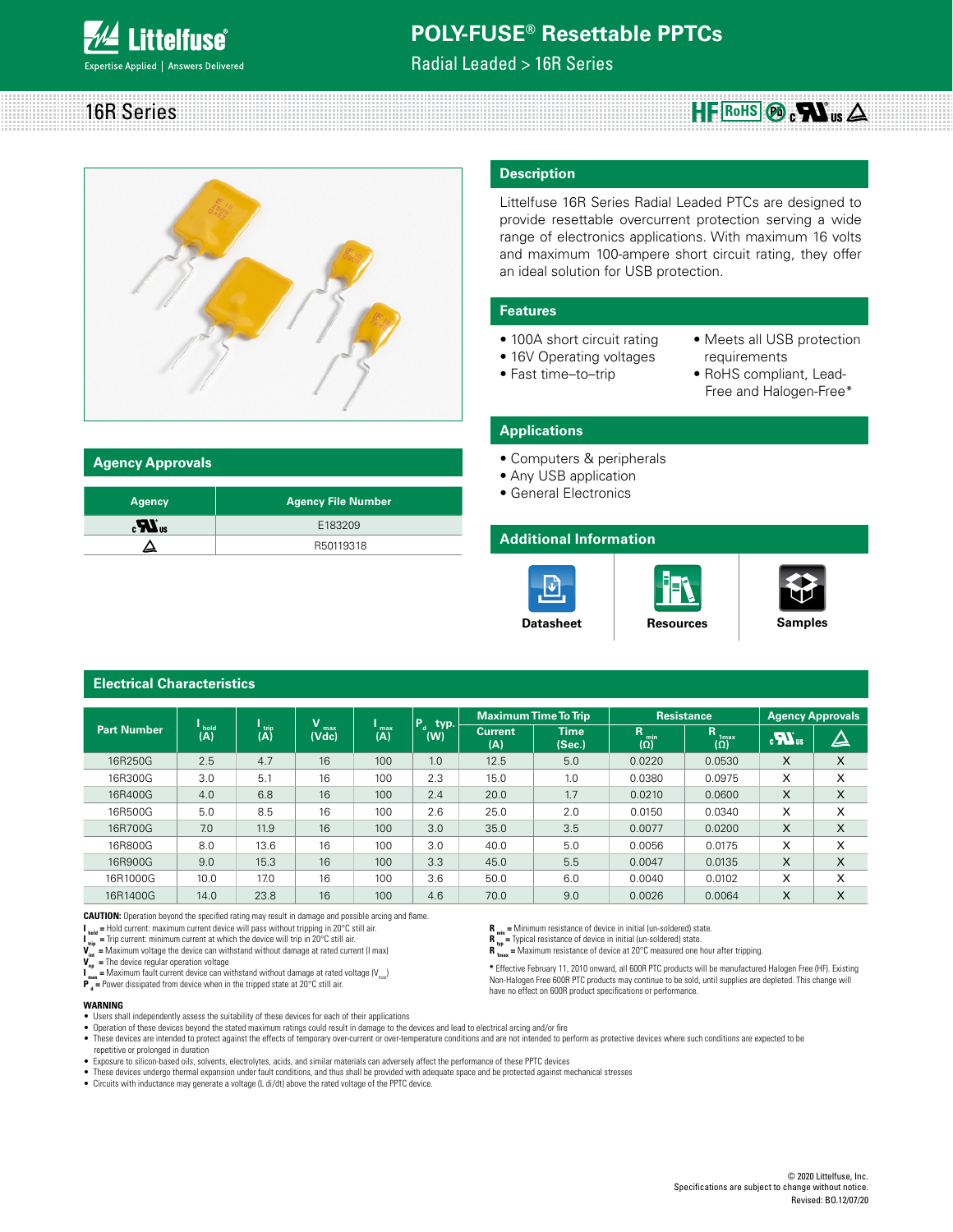# POLY-FUSE® Resettable PPTCs

Radial Leaded > 16R Series

## 16R Series

## Description

Littelfuse 16R Series Radial Leaded PTCs are designed to provide resettable overcurrent protection serving a wide range of electronics applications. With maximum 16 volts and maximum 100-ampere short circuit rating, they offer an ideal solution for USB protection.

## Features

- 100A short circuit rating
- 16V Operating voltages
- Fast time–to–trip
- Meets all USB protection requirements
- RoHS compliant, Lead-Free and Halogen-Free*

## Applications

- Computers & peripherals
- Any USB application
- General Electronics

## Agency Approvals

| Agency | Agency File Number |
|---|---|
| cULus | E183209 |
| TÜV | R50119318 |

## Additional Information

Datasheet | Resources | Samples

## Electrical Characteristics

| Part Number | $I_{hold}$ (A) | $I_{trip}$ (A) | $V_{max}$ (Vdc) | $I_{max}$ (A) | $P_d$ typ. (W) | Maximum Time To Trip | | Resistance | | Agency Approvals | |
|---|---|---|---|---|---|---|---|---|---|---|---|
| | | | | | | Current (A) | Time (Sec.) | $R_{min}$ (Ω) | $R_{1max}$ (Ω) | cULus | TÜV |
| 16R250G | 2.5 | 4.7 | 16 | 100 | 1.0 | 12.5 | 5.0 | 0.0220 | 0.0530 | X | X |
| 16R300G | 3.0 | 5.1 | 16 | 100 | 2.3 | 15.0 | 1.0 | 0.0380 | 0.0975 | X | X |
| 16R400G | 4.0 | 6.8 | 16 | 100 | 2.4 | 20.0 | 1.7 | 0.0210 | 0.0600 | X | X |
| 16R500G | 5.0 | 8.5 | 16 | 100 | 2.6 | 25.0 | 2.0 | 0.0150 | 0.0340 | X | X |
| 16R700G | 7.0 | 11.9 | 16 | 100 | 3.0 | 35.0 | 3.5 | 0.0077 | 0.0200 | X | X |
| 16R800G | 8.0 | 13.6 | 16 | 100 | 3.0 | 40.0 | 5.0 | 0.0056 | 0.0175 | X | X |
| 16R900G | 9.0 | 15.3 | 16 | 100 | 3.3 | 45.0 | 5.5 | 0.0047 | 0.0135 | X | X |
| 16R1000G | 10.0 | 17.0 | 16 | 100 | 3.6 | 50.0 | 6.0 | 0.0040 | 0.0102 | X | X |
| 16R1400G | 14.0 | 23.8 | 16 | 100 | 4.6 | 70.0 | 9.0 | 0.0026 | 0.0064 | X | X |

**CAUTION:** Operation beyond the specified rating may result in damage and possible arcing and flame.

$I_{hold}$ = Hold current: maximum current device will pass without tripping in 20°C still air.
$I_{trip}$ = Trip current: minimum current at which the device will trip in 20°C still air.
$V_{max}$ = Maximum voltage the device can withstand without damage at rated current (I max)
$V_{op}$ = The device regular operation voltage
$I_{max}$ = Maximum fault current device can withstand without damage at rated voltage ($V_{max}$)
$P_d$ = Power dissipated from device when in the tripped state at 20°C still air.

$R_{min}$ = Minimum resistance of device in initial (un-soldered) state.
$R_{typ}$ = Typical resistance of device in initial (un-soldered) state.
$R_{1max}$ = Maximum resistance of device at 20°C measured one hour after tripping.

\* Effective February 11, 2010 onward, all 600R PTC products will be manufactured Halogen Free (HF). Existing Non-Halogen Free 600R PTC products may continue to be sold, until supplies are depleted. This change will have no effect on 600R product specifications or performance.

**WARNING**

- Users shall independently assess the suitability of these devices for each of their applications
- Operation of these devices beyond the stated maximum ratings could result in damage to the devices and lead to electrical arcing and/or fire
- These devices are intended to protect against the effects of temporary over-current or over-temperature conditions and are not intended to perform as protective devices where such conditions are expected to be repetitive or prolonged in duration
- Exposure to silicon-based oils, solvents, electrolytes, acids, and similar materials can adversely affect the performance of these PPTC devices
- These devices undergo thermal expansion under fault conditions, and thus shall be provided with adequate space and be protected against mechanical stresses
- Circuits with inductance may generate a voltage (L di/dt) above the rated voltage of the PPTC device.

© 2020 Littelfuse, Inc.
Specifications are subject to change without notice.
Revised: BO.12/07/20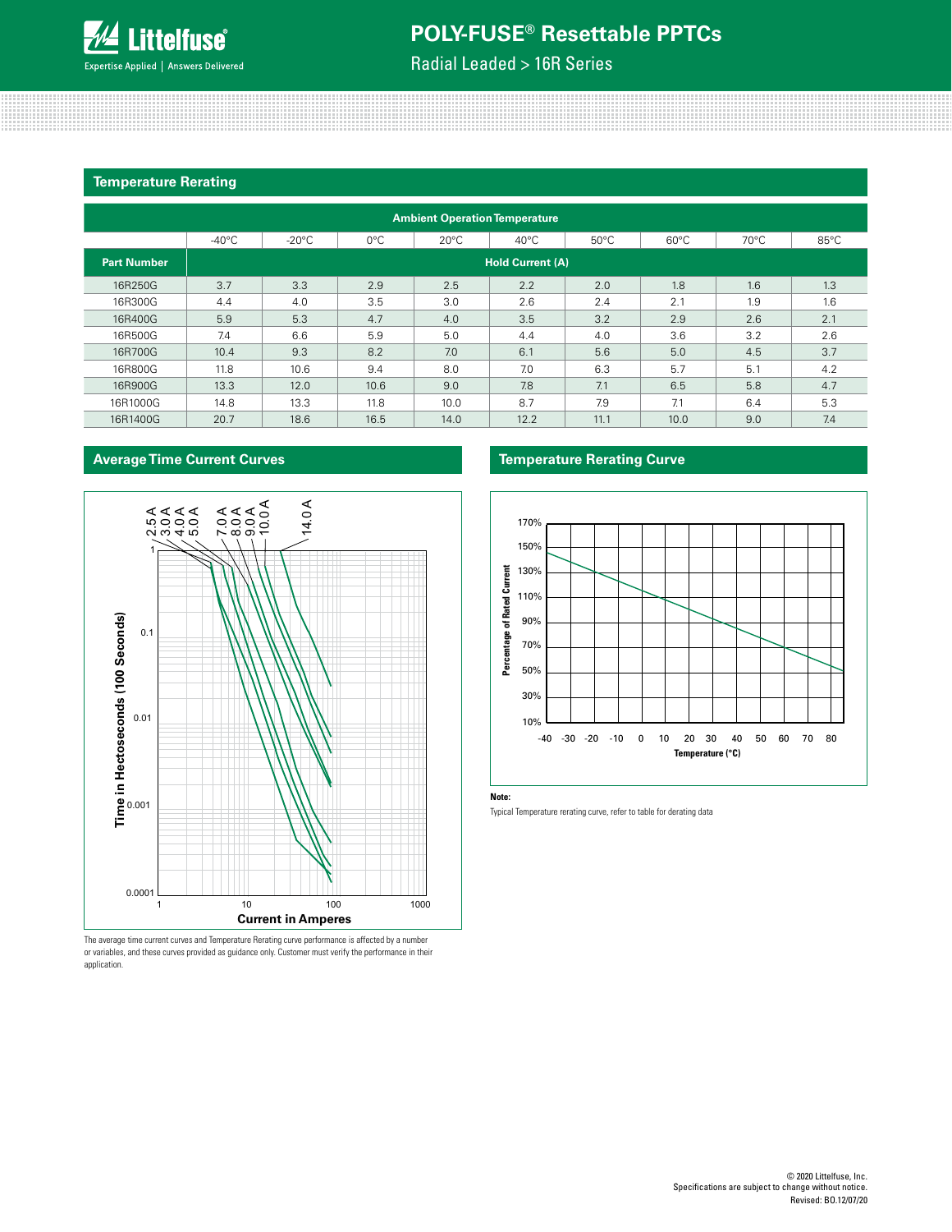## Temperature Rerating

| | Ambient Operation Temperature | | | | | | | | |
|---|---|---|---|---|---|---|---|---|---|
| | -40°C | -20°C | 0°C | 20°C | 40°C | 50°C | 60°C | 70°C | 85°C |
| **Part Number** | **Hold Current (A)** | | | | | | | | |
| 16R250G | 3.7 | 3.3 | 2.9 | 2.5 | 2.2 | 2.0 | 1.8 | 1.6 | 1.3 |
| 16R300G | 4.4 | 4.0 | 3.5 | 3.0 | 2.6 | 2.4 | 2.1 | 1.9 | 1.6 |
| 16R400G | 5.9 | 5.3 | 4.7 | 4.0 | 3.5 | 3.2 | 2.9 | 2.6 | 2.1 |
| 16R500G | 7.4 | 6.6 | 5.9 | 5.0 | 4.4 | 4.0 | 3.6 | 3.2 | 2.6 |
| 16R700G | 10.4 | 9.3 | 8.2 | 7.0 | 6.1 | 5.6 | 5.0 | 4.5 | 3.7 |
| 16R800G | 11.8 | 10.6 | 9.4 | 8.0 | 7.0 | 6.3 | 5.7 | 5.1 | 4.2 |
| 16R900G | 13.3 | 12.0 | 10.6 | 9.0 | 7.8 | 7.1 | 6.5 | 5.8 | 4.7 |
| 16R1000G | 14.8 | 13.3 | 11.8 | 10.0 | 8.7 | 7.9 | 7.1 | 6.4 | 5.3 |
| 16R1400G | 20.7 | 18.6 | 16.5 | 14.0 | 12.2 | 11.1 | 10.0 | 9.0 | 7.4 |

## Average Time Current Curves

The average time current curves and Temperature Rerating curve performance is affected by a number or variables, and these curves provided as guidance only. Customer must verify the performance in their application.

## Temperature Rerating Curve

**Note:**

Typical Temperature rerating curve, refer to table for derating data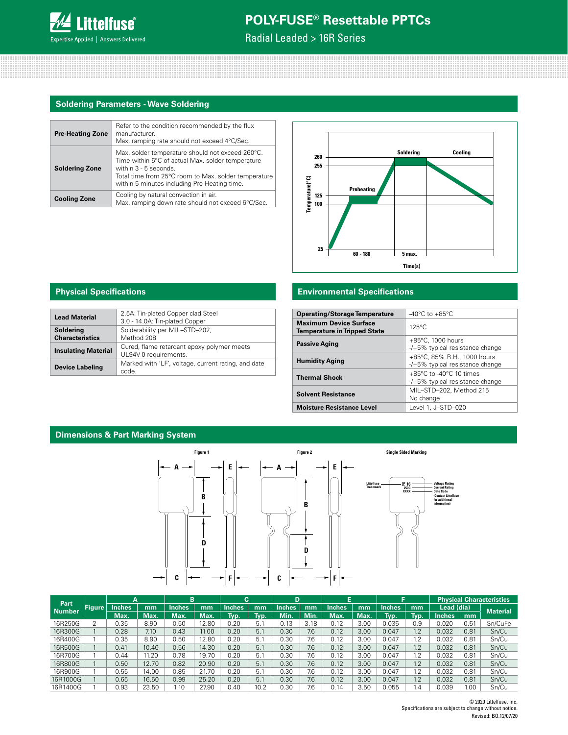## Soldering Parameters - Wave Soldering

| | |
|---|---|
| **Pre-Heating Zone** | Refer to the condition recommended by the flux manufacturer. Max. ramping rate should not exceed 4°C/Sec. |
| **Soldering Zone** | Max. solder temperature should not exceed 260°C. Time within 5°C of actual Max. solder temperature within 3 - 5 seconds. Total time from 25°C room to Max. solder temperature within 5 minutes including Pre-Heating time. |
| **Cooling Zone** | Cooling by natural convection in air. Max. ramping down rate should not exceed 6°C/Sec. |

## Physical Specifications

| | |
|---|---|
| **Lead Material** | 2.5A: Tin-plated Copper clad Steel<br>3.0 - 14.0A: Tin-plated Copper |
| **Soldering Characteristics** | Solderability per MIL–STD–202, Method 208 |
| **Insulating Material** | Cured, flame retardant epoxy polymer meets UL94V-0 requirements. |
| **Device Labeling** | Marked with 'LF', voltage, current rating, and date code. |

## Environmental Specifications

| | |
|---|---|
| **Operating/Storage Temperature** | -40°C to +85°C |
| **Maximum Device Surface Temperature in Tripped State** | 125°C |
| **Passive Aging** | +85°C, 1000 hours<br>-/+5% typical resistance change |
| **Humidity Aging** | +85°C, 85% R.H., 1000 hours<br>-/+5% typical resistance change |
| **Thermal Shock** | +85°C to -40°C 10 times<br>-/+5% typical resistance change |
| **Solvent Resistance** | MIL–STD–202, Method 215<br>No change |
| **Moisture Resistance Level** | Level 1, J–STD–020 |

## Dimensions & Part Marking System

| Part Number | Figure | A | | B | | C | | D | | E | | F | | Physical Characteristics | | |
|---|---|---|---|---|---|---|---|---|---|---|---|---|---|---|---|---|
| | | Inches | mm | Inches | mm | Inches | mm | Inches | mm | Inches | mm | Inches | mm | Lead (dia) | | Material |
| | | Max. | Max. | Max. | Max. | Typ. | Typ. | Min. | Min. | Max. | Max. | Typ. | Typ. | Inches | mm | |
| 16R250G | 2 | 0.35 | 8.90 | 0.50 | 12.80 | 0.20 | 5.1 | 0.13 | 3.18 | 0.12 | 3.00 | 0.035 | 0.9 | 0.020 | 0.51 | Sn/CuFe |
| 16R300G | 1 | 0.28 | 7.10 | 0.43 | 11.00 | 0.20 | 5.1 | 0.30 | 7.6 | 0.12 | 3.00 | 0.047 | 1.2 | 0.032 | 0.81 | Sn/Cu |
| 16R400G | 1 | 0.35 | 8.90 | 0.50 | 12.80 | 0.20 | 5.1 | 0.30 | 7.6 | 0.12 | 3.00 | 0.047 | 1.2 | 0.032 | 0.81 | Sn/Cu |
| 16R500G | 1 | 0.41 | 10.40 | 0.56 | 14.30 | 0.20 | 5.1 | 0.30 | 7.6 | 0.12 | 3.00 | 0.047 | 1.2 | 0.032 | 0.81 | Sn/Cu |
| 16R700G | 1 | 0.44 | 11.20 | 0.78 | 19.70 | 0.20 | 5.1 | 0.30 | 7.6 | 0.12 | 3.00 | 0.047 | 1.2 | 0.032 | 0.81 | Sn/Cu |
| 16R800G | 1 | 0.50 | 12.70 | 0.82 | 20.90 | 0.20 | 5.1 | 0.30 | 7.6 | 0.12 | 3.00 | 0.047 | 1.2 | 0.032 | 0.81 | Sn/Cu |
| 16R900G | 1 | 0.55 | 14.00 | 0.85 | 21.70 | 0.20 | 5.1 | 0.30 | 7.6 | 0.12 | 3.00 | 0.047 | 1.2 | 0.032 | 0.81 | Sn/Cu |
| 16R1000G | 1 | 0.65 | 16.50 | 0.99 | 25.20 | 0.20 | 5.1 | 0.30 | 7.6 | 0.12 | 3.00 | 0.047 | 1.2 | 0.032 | 0.81 | Sn/Cu |
| 16R1400G | 1 | 0.93 | 23.50 | 1.10 | 27.90 | 0.40 | 10.2 | 0.30 | 7.6 | 0.14 | 3.50 | 0.055 | 1.4 | 0.039 | 1.00 | Sn/Cu |

© 2020 Littelfuse, Inc.
Specifications are subject to change without notice.
Revised: BO.12/07/20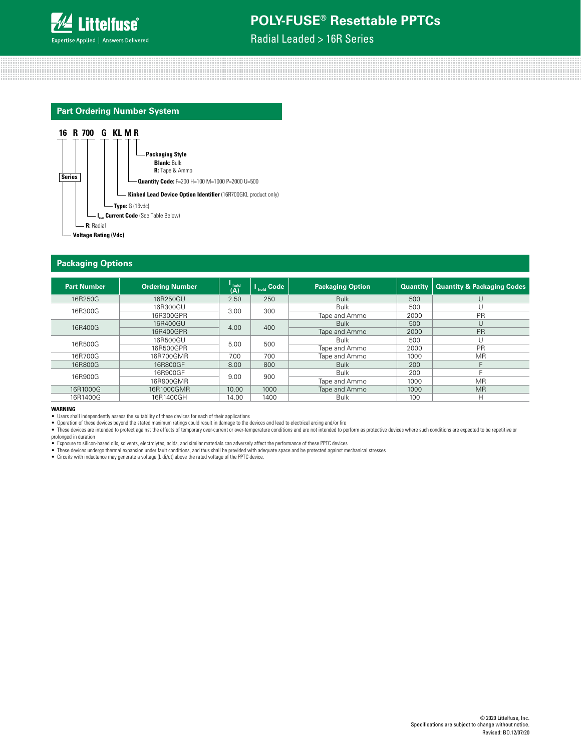# POLY-FUSE® Resettable PPTCs

Radial Leaded > 16R Series

## Part Ordering Number System

**16 R 700 G KL M R**

- **16** — **Series** — **Voltage Rating (Vdc)**
- **R**: Radial
- **700** — **$I_{hold}$ Current Code** (See Table Below)
- **G** — **Type:** G (16vdc)
- **KL** — **Kinked Lead Device Option Identifier** (16R700GKL product only)
- **M** — **Quantity Code:** F=200 H=100 M=1000 P=2000 U=500
- **R** — **Packaging Style**
  - **Blank:** Bulk
  - **R:** Tape & Ammo

## Packaging Options

| Part Number | Ordering Number | $I_{hold}$ (A) | $I_{hold}$ Code | Packaging Option | Quantity | Quantity & Packaging Codes |
|---|---|---|---|---|---|---|
| 16R250G | 16R250GU | 2.50 | 250 | Bulk | 500 | U |
| 16R300G | 16R300GU | 3.00 | 300 | Bulk | 500 | U |
| | 16R300GPR | | | Tape and Ammo | 2000 | PR |
| 16R400G | 16R400GU | 4.00 | 400 | Bulk | 500 | U |
| | 16R400GPR | | | Tape and Ammo | 2000 | PR |
| 16R500G | 16R500GU | 5.00 | 500 | Bulk | 500 | U |
| | 16R500GPR | | | Tape and Ammo | 2000 | PR |
| 16R700G | 16R700GMR | 7.00 | 700 | Tape and Ammo | 1000 | MR |
| 16R800G | 16R800GF | 8.00 | 800 | Bulk | 200 | F |
| 16R900G | 16R900GF | 9.00 | 900 | Bulk | 200 | F |
| | 16R900GMR | | | Tape and Ammo | 1000 | MR |
| 16R1000G | 16R1000GMR | 10.00 | 1000 | Tape and Ammo | 1000 | MR |
| 16R1400G | 16R1400GH | 14.00 | 1400 | Bulk | 100 | H |

**WARNING**

- Users shall independently assess the suitability of these devices for each of their applications
- Operation of these devices beyond the stated maximum ratings could result in damage to the devices and lead to electrical arcing and/or fire
- These devices are intended to protect against the effects of temporary over-current or over-temperature conditions and are not intended to perform as protective devices where such conditions are expected to be repetitive or prolonged in duration
- Exposure to silicon-based oils, solvents, electrolytes, acids, and similar materials can adversely affect the performance of these PPTC devices
- These devices undergo thermal expansion under fault conditions, and thus shall be provided with adequate space and be protected against mechanical stresses
- Circuits with inductance may generate a voltage (L di/dt) above the rated voltage of the PPTC device.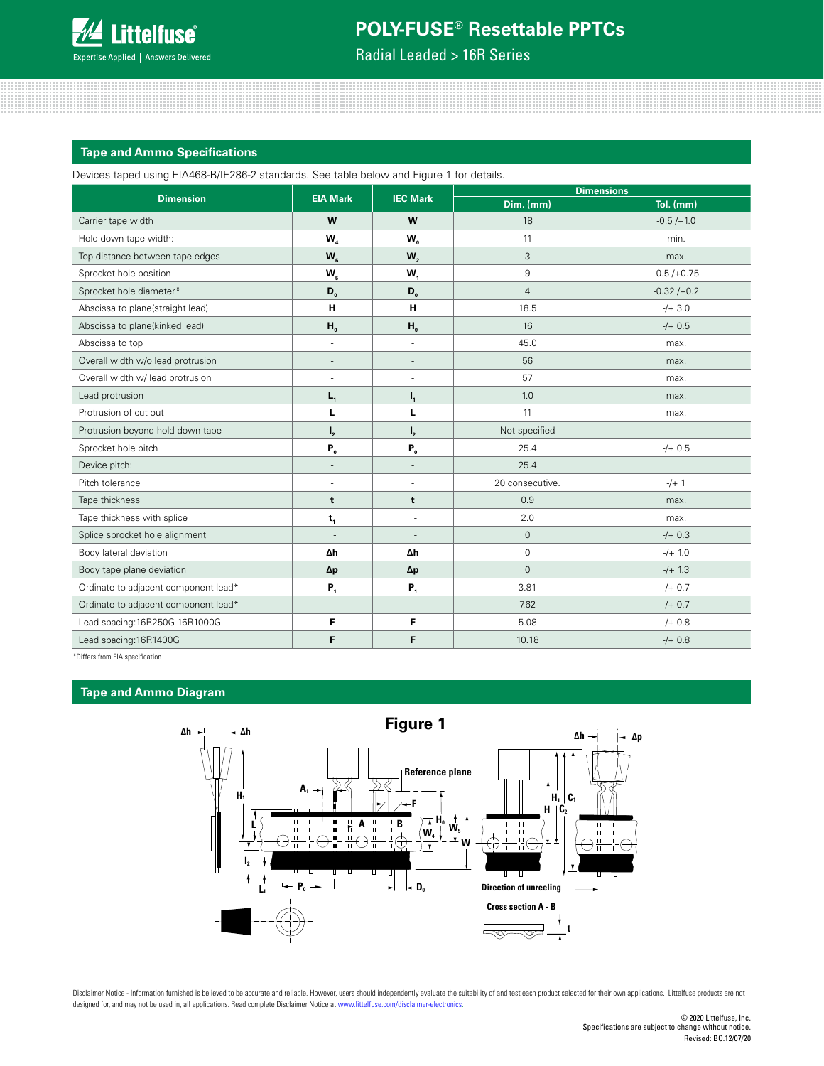## Tape and Ammo Specifications

Devices taped using EIA468-B/IE286-2 standards. See table below and Figure 1 for details.

| Dimension | EIA Mark | IEC Mark | Dimensions | |
|---|---|---|---|---|
| | | | Dim. (mm) | Tol. (mm) |
| Carrier tape width | W | W | 18 | -0.5 /+1.0 |
| Hold down tape width: | $W_4$ | $W_0$ | 11 | min. |
| Top distance between tape edges | $W_6$ | $W_2$ | 3 | max. |
| Sprocket hole position | $W_5$ | $W_1$ | 9 | -0.5 /+0.75 |
| Sprocket hole diameter* | $D_0$ | $D_0$ | 4 | -0.32 /+0.2 |
| Abscissa to plane(straight lead) | H | H | 18.5 | -/+ 3.0 |
| Abscissa to plane(kinked lead) | $H_0$ | $H_0$ | 16 | -/+ 0.5 |
| Abscissa to top | - | - | 45.0 | max. |
| Overall width w/o lead protrusion | - | - | 56 | max. |
| Overall width w/ lead protrusion | - | - | 57 | max. |
| Lead protrusion | $L_1$ | $l_1$ | 1.0 | max. |
| Protrusion of cut out | L | L | 11 | max. |
| Protrusion beyond hold-down tape | $l_2$ | $l_2$ | Not specified | |
| Sprocket hole pitch | $P_0$ | $P_0$ | 25.4 | -/+ 0.5 |
| Device pitch: | - | - | 25.4 | |
| Pitch tolerance | - | - | 20 consecutive. | -/+ 1 |
| Tape thickness | t | t | 0.9 | max. |
| Tape thickness with splice | $t_1$ | - | 2.0 | max. |
| Splice sprocket hole alignment | - | - | 0 | -/+ 0.3 |
| Body lateral deviation | Δh | Δh | 0 | -/+ 1.0 |
| Body tape plane deviation | Δp | Δp | 0 | -/+ 1.3 |
| Ordinate to adjacent component lead* | $P_1$ | $P_1$ | 3.81 | -/+ 0.7 |
| Ordinate to adjacent component lead* | - | - | 7.62 | -/+ 0.7 |
| Lead spacing:16R250G-16R1000G | F | F | 5.08 | -/+ 0.8 |
| Lead spacing:16R1400G | F | F | 10.18 | -/+ 0.8 |

*Differs from EIA specification

## Tape and Ammo Diagram

**Figure 1**

Δh Δh Δh Δp

Reference plane

A1 H1 L F H0 W5 W4 W A B l2 L1 P0 D0 H1 C1 H C2

Direction of unreeling

Cross section A - B

t

Disclaimer Notice - Information furnished is believed to be accurate and reliable. However, users should independently evaluate the suitability of and test each product selected for their own applications. Littelfuse products are not designed for, and may not be used in, all applications. Read complete Disclaimer Notice at www.littelfuse.com/disclaimer-electronics.

© 2020 Littelfuse, Inc.
Specifications are subject to change without notice.
Revised: BO.12/07/20